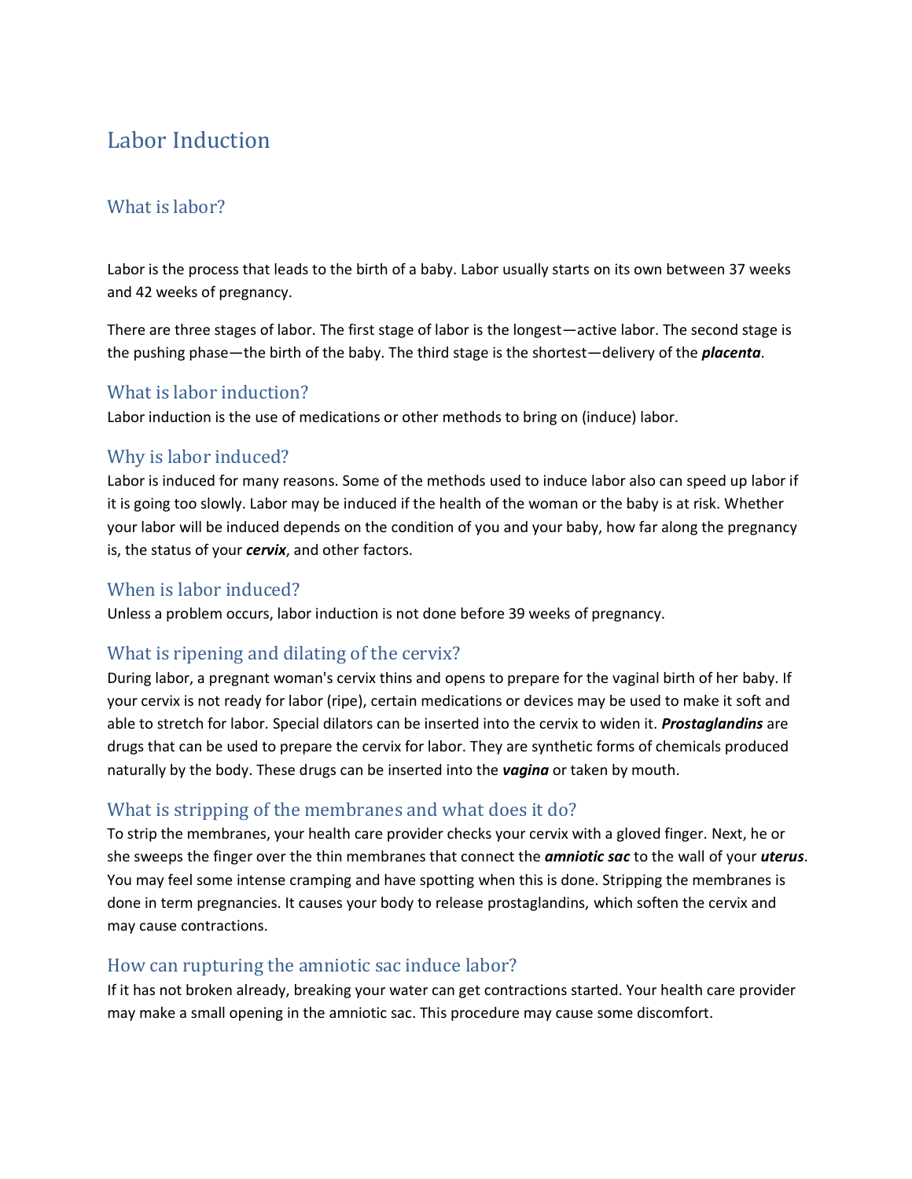# Labor Induction

## What is labor?

Labor is the process that leads to the birth of a baby. Labor usually starts on its own between 37 weeks and 42 weeks of pregnancy.

There are three stages of labor. The first stage of labor is the longest—active labor. The second stage is the pushing phase—the birth of the baby. The third stage is the shortest—delivery of the ***placenta***.

## What is labor induction?

Labor induction is the use of medications or other methods to bring on (induce) labor.

## Why is labor induced?

Labor is induced for many reasons. Some of the methods used to induce labor also can speed up labor if it is going too slowly. Labor may be induced if the health of the woman or the baby is at risk. Whether your labor will be induced depends on the condition of you and your baby, how far along the pregnancy is, the status of your ***cervix***, and other factors.

## When is labor induced?

Unless a problem occurs, labor induction is not done before 39 weeks of pregnancy.

## What is ripening and dilating of the cervix?

During labor, a pregnant woman's cervix thins and opens to prepare for the vaginal birth of her baby. If your cervix is not ready for labor (ripe), certain medications or devices may be used to make it soft and able to stretch for labor. Special dilators can be inserted into the cervix to widen it. ***Prostaglandins*** are drugs that can be used to prepare the cervix for labor. They are synthetic forms of chemicals produced naturally by the body. These drugs can be inserted into the ***vagina*** or taken by mouth.

## What is stripping of the membranes and what does it do?

To strip the membranes, your health care provider checks your cervix with a gloved finger. Next, he or she sweeps the finger over the thin membranes that connect the ***amniotic sac*** to the wall of your ***uterus***. You may feel some intense cramping and have spotting when this is done. Stripping the membranes is done in term pregnancies. It causes your body to release prostaglandins, which soften the cervix and may cause contractions.

## How can rupturing the amniotic sac induce labor?

If it has not broken already, breaking your water can get contractions started. Your health care provider may make a small opening in the amniotic sac. This procedure may cause some discomfort.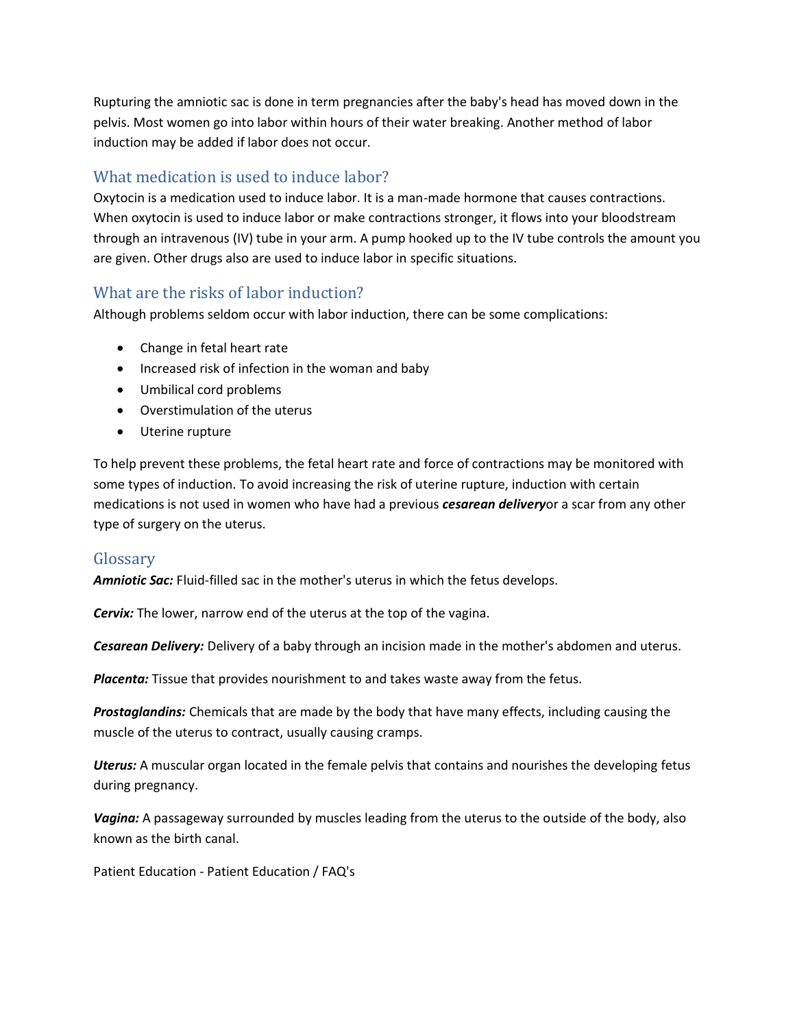Rupturing the amniotic sac is done in term pregnancies after the baby's head has moved down in the pelvis. Most women go into labor within hours of their water breaking. Another method of labor induction may be added if labor does not occur.

## What medication is used to induce labor?

Oxytocin is a medication used to induce labor. It is a man-made hormone that causes contractions. When oxytocin is used to induce labor or make contractions stronger, it flows into your bloodstream through an intravenous (IV) tube in your arm. A pump hooked up to the IV tube controls the amount you are given. Other drugs also are used to induce labor in specific situations.

## What are the risks of labor induction?

Although problems seldom occur with labor induction, there can be some complications:

- Change in fetal heart rate
- Increased risk of infection in the woman and baby
- Umbilical cord problems
- Overstimulation of the uterus
- Uterine rupture

To help prevent these problems, the fetal heart rate and force of contractions may be monitored with some types of induction. To avoid increasing the risk of uterine rupture, induction with certain medications is not used in women who have had a previous ***cesarean delivery***or a scar from any other type of surgery on the uterus.

## Glossary

***Amniotic Sac:*** Fluid-filled sac in the mother's uterus in which the fetus develops.

***Cervix:*** The lower, narrow end of the uterus at the top of the vagina.

***Cesarean Delivery:*** Delivery of a baby through an incision made in the mother's abdomen and uterus.

***Placenta:*** Tissue that provides nourishment to and takes waste away from the fetus.

***Prostaglandins:*** Chemicals that are made by the body that have many effects, including causing the muscle of the uterus to contract, usually causing cramps.

***Uterus:*** A muscular organ located in the female pelvis that contains and nourishes the developing fetus during pregnancy.

***Vagina:*** A passageway surrounded by muscles leading from the uterus to the outside of the body, also known as the birth canal.

Patient Education - Patient Education / FAQ's